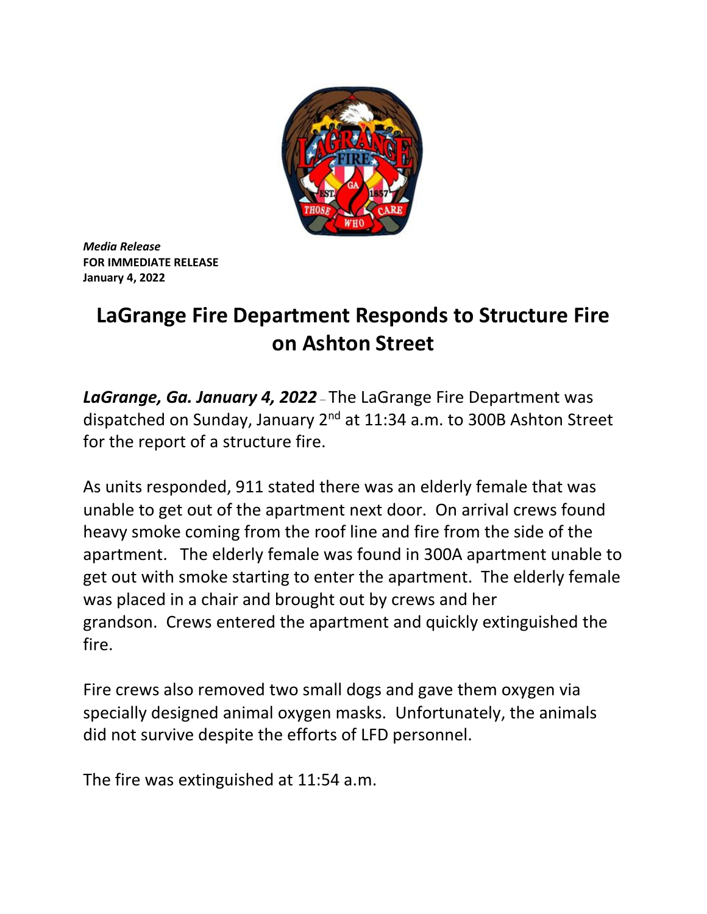*Media Release*
**FOR IMMEDIATE RELEASE**
**January 4, 2022**

# LaGrange Fire Department Responds to Structure Fire on Ashton Street

***LaGrange, Ga. January 4, 2022*** – The LaGrange Fire Department was dispatched on Sunday, January 2nd at 11:34 a.m. to 300B Ashton Street for the report of a structure fire.

As units responded, 911 stated there was an elderly female that was unable to get out of the apartment next door. On arrival crews found heavy smoke coming from the roof line and fire from the side of the apartment. The elderly female was found in 300A apartment unable to get out with smoke starting to enter the apartment. The elderly female was placed in a chair and brought out by crews and her grandson. Crews entered the apartment and quickly extinguished the fire.

Fire crews also removed two small dogs and gave them oxygen via specially designed animal oxygen masks. Unfortunately, the animals did not survive despite the efforts of LFD personnel.

The fire was extinguished at 11:54 a.m.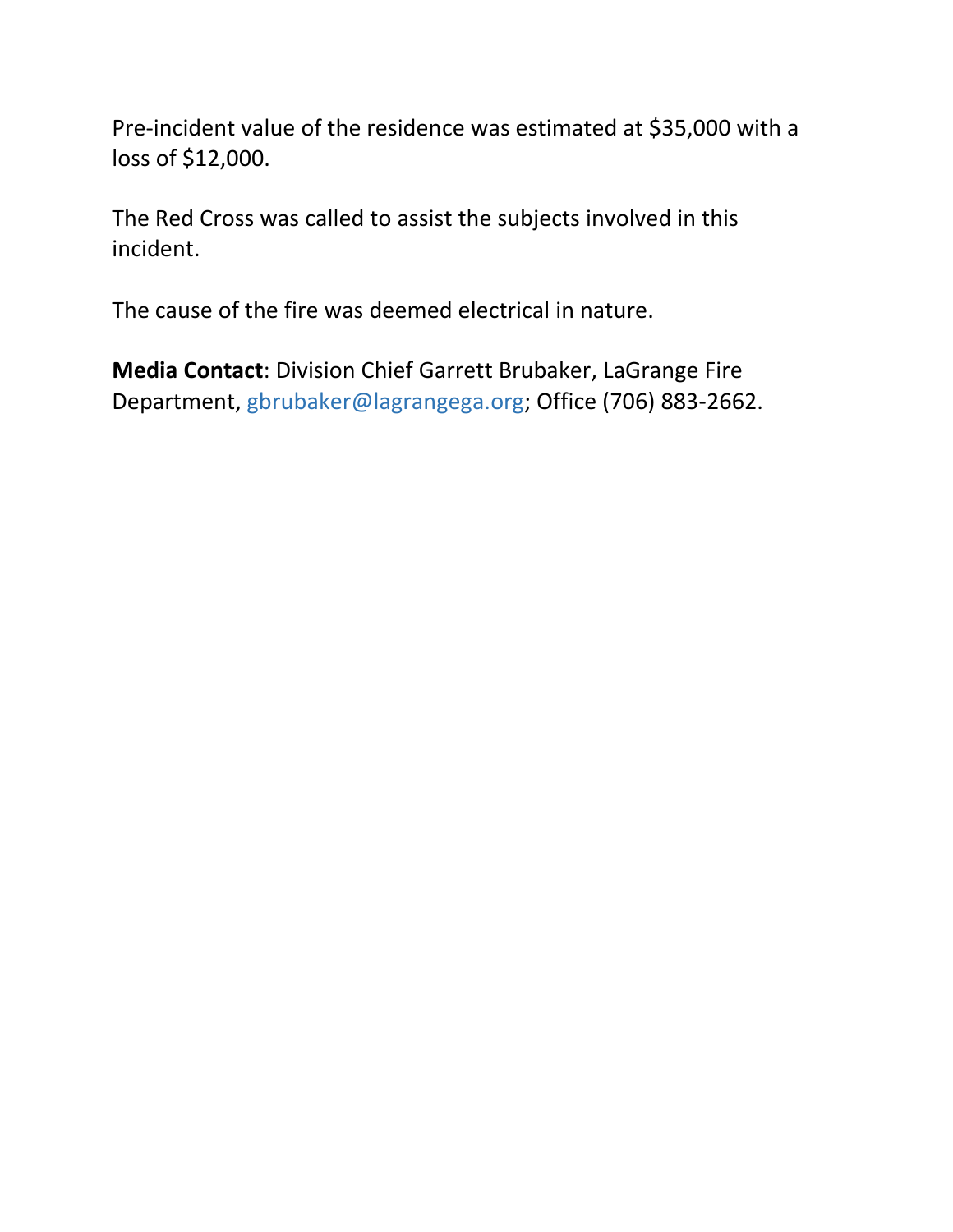Pre-incident value of the residence was estimated at $35,000 with a loss of $12,000.

The Red Cross was called to assist the subjects involved in this incident.

The cause of the fire was deemed electrical in nature.

**Media Contact**: Division Chief Garrett Brubaker, LaGrange Fire Department, gbrubaker@lagrangega.org; Office (706) 883-2662.